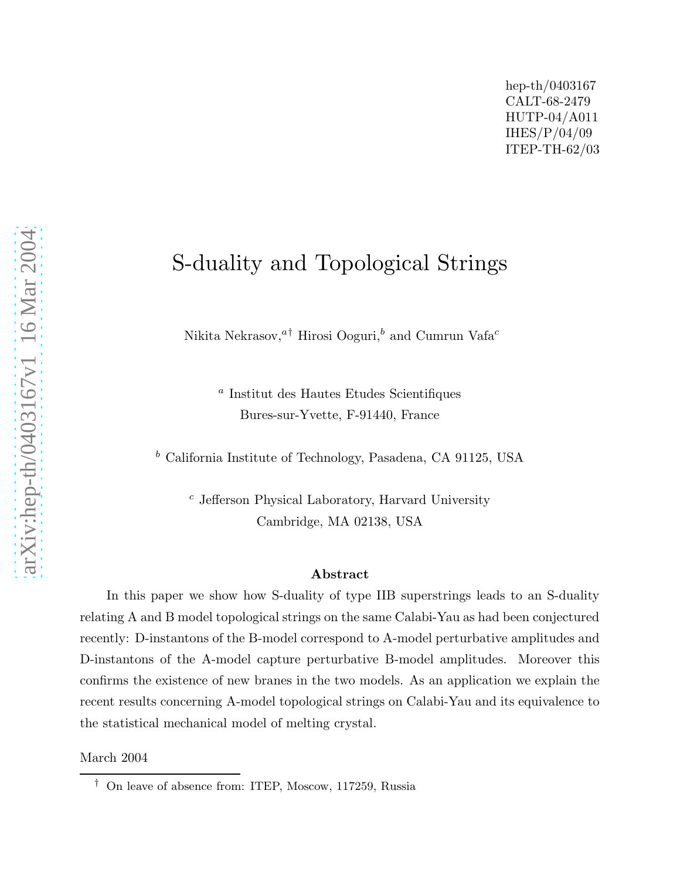hep-th/0403167
CALT-68-2479
HUTP-04/A011
IHES/P/04/09
ITEP-TH-62/03

# S-duality and Topological Strings

Nikita Nekrasov,[a†] Hirosi Ooguri,[b] and Cumrun Vafa[c]

[a] Institut des Hautes Etudes Scientifiques
Bures-sur-Yvette, F-91440, France

[b] California Institute of Technology, Pasadena, CA 91125, USA

[c] Jefferson Physical Laboratory, Harvard University
Cambridge, MA 02138, USA

**Abstract**

In this paper we show how S-duality of type IIB superstrings leads to an S-duality relating A and B model topological strings on the same Calabi-Yau as had been conjectured recently: D-instantons of the B-model correspond to A-model perturbative amplitudes and D-instantons of the A-model capture perturbative B-model amplitudes. Moreover this confirms the existence of new branes in the two models. As an application we explain the recent results concerning A-model topological strings on Calabi-Yau and its equivalence to the statistical mechanical model of melting crystal.

March 2004

[†] On leave of absence from: ITEP, Moscow, 117259, Russia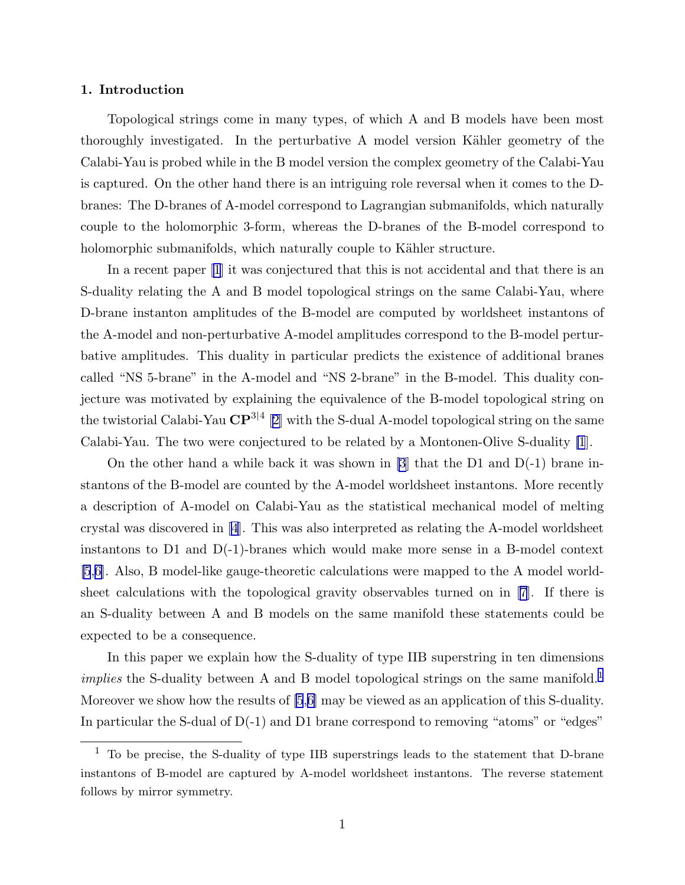## 1. Introduction

Topological strings come in many types, of which A and B models have been most thoroughly investigated. In the perturbative A model version Kähler geometry of the Calabi-Yau is probed while in the B model version the complex geometry of the Calabi-Yau is captured. On the other hand there is an intriguing role reversal when it comes to the D-branes: The D-branes of A-model correspond to Lagrangian submanifolds, which naturally couple to the holomorphic 3-form, whereas the D-branes of the B-model correspond to holomorphic submanifolds, which naturally couple to Kähler structure.

In a recent paper [1] it was conjectured that this is not accidental and that there is an S-duality relating the A and B model topological strings on the same Calabi-Yau, where D-brane instanton amplitudes of the B-model are computed by worldsheet instantons of the A-model and non-perturbative A-model amplitudes correspond to the B-model perturbative amplitudes. This duality in particular predicts the existence of additional branes called "NS 5-brane" in the A-model and "NS 2-brane" in the B-model. This duality conjecture was motivated by explaining the equivalence of the B-model topological string on the twistorial Calabi-Yau $\mathbf{CP}^{3|4}$ [2] with the S-dual A-model topological string on the same Calabi-Yau. The two were conjectured to be related by a Montonen-Olive S-duality [1].

On the other hand a while back it was shown in [3] that the D1 and D(-1) brane instantons of the B-model are counted by the A-model worldsheet instantons. More recently a description of A-model on Calabi-Yau as the statistical mechanical model of melting crystal was discovered in [4]. This was also interpreted as relating the A-model worldsheet instantons to D1 and D(-1)-branes which would make more sense in a B-model context [5,6]. Also, B model-like gauge-theoretic calculations were mapped to the A model worldsheet calculations with the topological gravity observables turned on in [7]. If there is an S-duality between A and B models on the same manifold these statements could be expected to be a consequence.

In this paper we explain how the S-duality of type IIB superstring in ten dimensions *implies* the S-duality between A and B model topological strings on the same manifold.[1] Moreover we show how the results of [5,6] may be viewed as an application of this S-duality. In particular the S-dual of D(-1) and D1 brane correspond to removing "atoms" or "edges"

[1] To be precise, the S-duality of type IIB superstrings leads to the statement that D-brane instantons of B-model are captured by A-model worldsheet instantons. The reverse statement follows by mirror symmetry.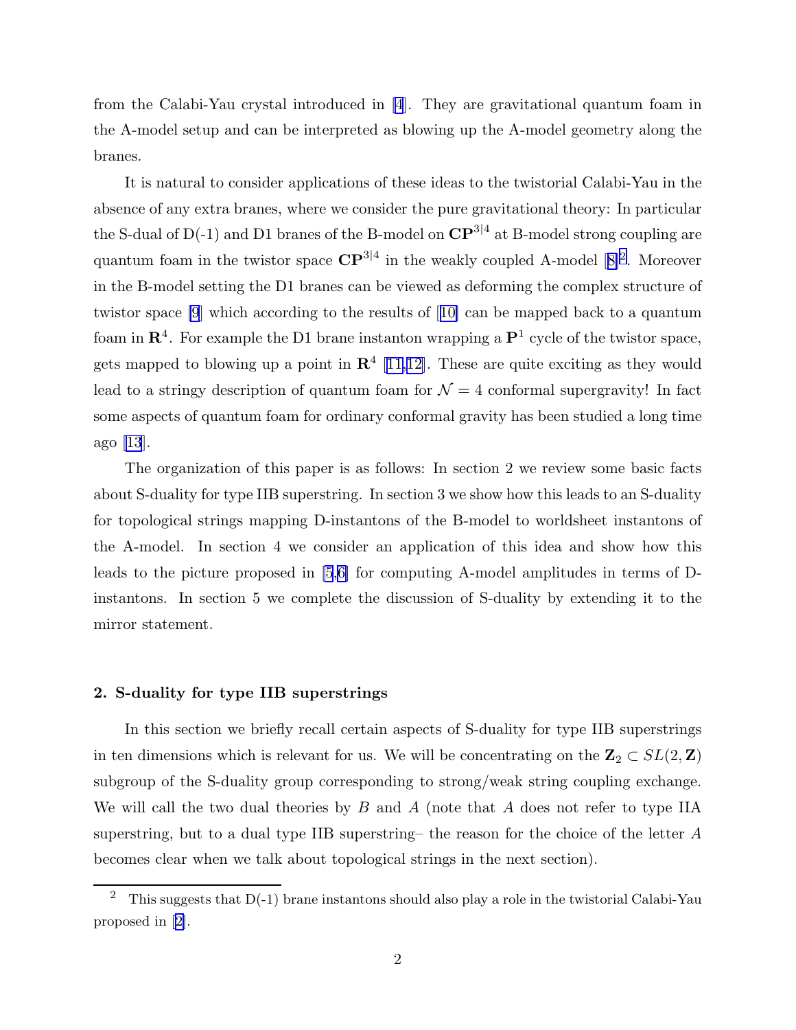from the Calabi-Yau crystal introduced in [4]. They are gravitational quantum foam in the A-model setup and can be interpreted as blowing up the A-model geometry along the branes.

It is natural to consider applications of these ideas to the twistorial Calabi-Yau in the absence of any extra branes, where we consider the pure gravitational theory: In particular the S-dual of D(-1) and D1 branes of the B-model on $\mathbf{CP}^{3|4}$ at B-model strong coupling are quantum foam in the twistor space $\mathbf{CP}^{3|4}$ in the weakly coupled A-model [8][2]. Moreover in the B-model setting the D1 branes can be viewed as deforming the complex structure of twistor space [9] which according to the results of [10] can be mapped back to a quantum foam in $\mathbf{R}^4$. For example the D1 brane instanton wrapping a $\mathbf{P}^1$ cycle of the twistor space, gets mapped to blowing up a point in $\mathbf{R}^4$ [11,12]. These are quite exciting as they would lead to a stringy description of quantum foam for $\mathcal{N}=4$ conformal supergravity! In fact some aspects of quantum foam for ordinary conformal gravity has been studied a long time ago [13].

The organization of this paper is as follows: In section 2 we review some basic facts about S-duality for type IIB superstring. In section 3 we show how this leads to an S-duality for topological strings mapping D-instantons of the B-model to worldsheet instantons of the A-model. In section 4 we consider an application of this idea and show how this leads to the picture proposed in [5,6] for computing A-model amplitudes in terms of D-instantons. In section 5 we complete the discussion of S-duality by extending it to the mirror statement.

## 2. S-duality for type IIB superstrings

In this section we briefly recall certain aspects of S-duality for type IIB superstrings in ten dimensions which is relevant for us. We will be concentrating on the $\mathbf{Z}_2 \subset SL(2, \mathbf{Z})$ subgroup of the S-duality group corresponding to strong/weak string coupling exchange. We will call the two dual theories by $B$ and $A$ (note that $A$ does not refer to type IIA superstring, but to a dual type IIB superstring– the reason for the choice of the letter $A$ becomes clear when we talk about topological strings in the next section).

[2] This suggests that D(-1) brane instantons should also play a role in the twistorial Calabi-Yau proposed in [2].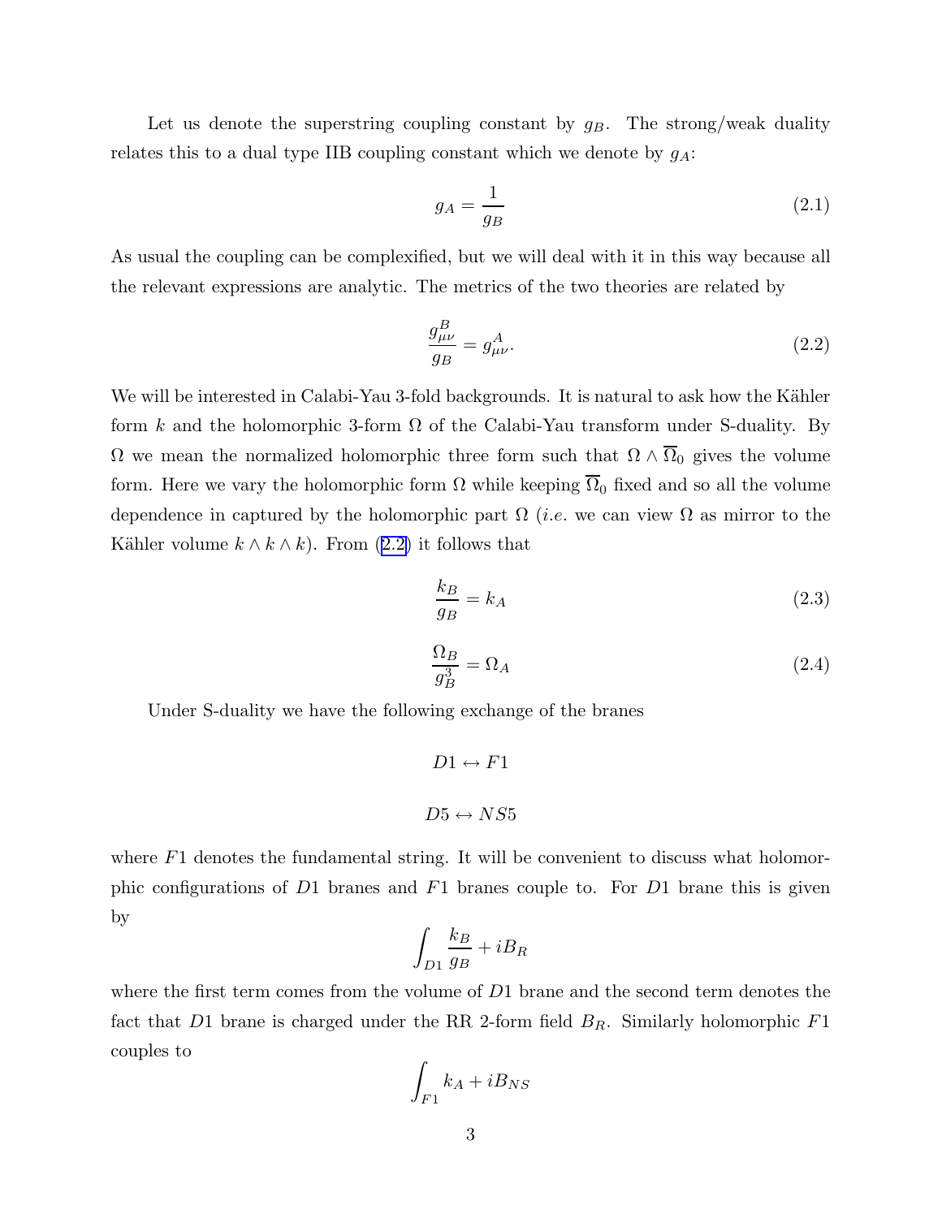Let us denote the superstring coupling constant by $g_B$. The strong/weak duality relates this to a dual type IIB coupling constant which we denote by $g_A$:

$$g_A = \frac{1}{g_B} \tag{2.1}$$

As usual the coupling can be complexified, but we will deal with it in this way because all the relevant expressions are analytic. The metrics of the two theories are related by

$$\frac{g^B_{\mu\nu}}{g_B} = g^A_{\mu\nu}. \tag{2.2}$$

We will be interested in Calabi-Yau 3-fold backgrounds. It is natural to ask how the Kähler form $k$ and the holomorphic 3-form $\Omega$ of the Calabi-Yau transform under S-duality. By $\Omega$ we mean the normalized holomorphic three form such that $\Omega \wedge \overline{\Omega}_0$ gives the volume form. Here we vary the holomorphic form $\Omega$ while keeping $\overline{\Omega}_0$ fixed and so all the volume dependence in captured by the holomorphic part $\Omega$ (*i.e.* we can view $\Omega$ as mirror to the Kähler volume $k \wedge k \wedge k$). From (2.2) it follows that

$$\frac{k_B}{g_B} = k_A \tag{2.3}$$

$$\frac{\Omega_B}{g_B^3} = \Omega_A \tag{2.4}$$

Under S-duality we have the following exchange of the branes

$$D1 \leftrightarrow F1$$

$$D5 \leftrightarrow NS5$$

where $F1$ denotes the fundamental string. It will be convenient to discuss what holomorphic configurations of $D1$ branes and $F1$ branes couple to. For $D1$ brane this is given by

$$\int_{D1} \frac{k_B}{g_B} + iB_R$$

where the first term comes from the volume of $D1$ brane and the second term denotes the fact that $D1$ brane is charged under the RR 2-form field $B_R$. Similarly holomorphic $F1$ couples to

$$\int_{F1} k_A + iB_{NS}$$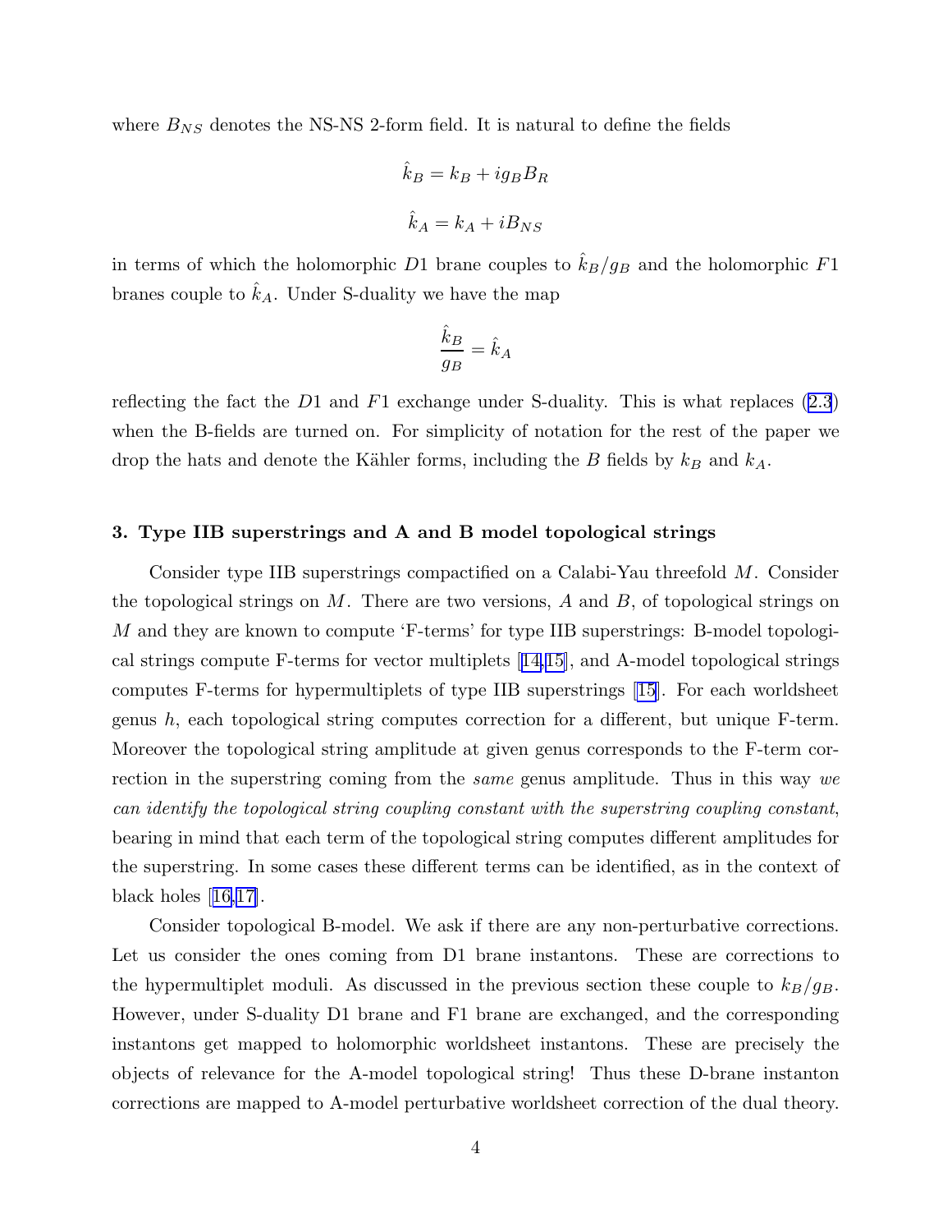where $B_{NS}$ denotes the NS-NS 2-form field. It is natural to define the fields

$$\hat{k}_B = k_B + i g_B B_R$$

$$\hat{k}_A = k_A + i B_{NS}$$

in terms of which the holomorphic $D1$ brane couples to $\hat{k}_B/g_B$ and the holomorphic $F1$ branes couple to $\hat{k}_A$. Under S-duality we have the map

$$\frac{\hat{k}_B}{g_B} = \hat{k}_A$$

reflecting the fact the $D1$ and $F1$ exchange under S-duality. This is what replaces (2.3) when the B-fields are turned on. For simplicity of notation for the rest of the paper we drop the hats and denote the Kähler forms, including the $B$ fields by $k_B$ and $k_A$.

### 3. Type IIB superstrings and A and B model topological strings

Consider type IIB superstrings compactified on a Calabi-Yau threefold $M$. Consider the topological strings on $M$. There are two versions, $A$ and $B$, of topological strings on $M$ and they are known to compute 'F-terms' for type IIB superstrings: B-model topological strings compute F-terms for vector multiplets [14,15], and A-model topological strings computes F-terms for hypermultiplets of type IIB superstrings [15]. For each worldsheet genus $h$, each topological string computes correction for a different, but unique F-term. Moreover the topological string amplitude at given genus corresponds to the F-term correction in the superstring coming from the *same* genus amplitude. Thus in this way *we can identify the topological string coupling constant with the superstring coupling constant*, bearing in mind that each term of the topological string computes different amplitudes for the superstring. In some cases these different terms can be identified, as in the context of black holes [16,17].

Consider topological B-model. We ask if there are any non-perturbative corrections. Let us consider the ones coming from D1 brane instantons. These are corrections to the hypermultiplet moduli. As discussed in the previous section these couple to $k_B/g_B$. However, under S-duality D1 brane and F1 brane are exchanged, and the corresponding instantons get mapped to holomorphic worldsheet instantons. These are precisely the objects of relevance for the A-model topological string! Thus these D-brane instanton corrections are mapped to A-model perturbative worldsheet correction of the dual theory.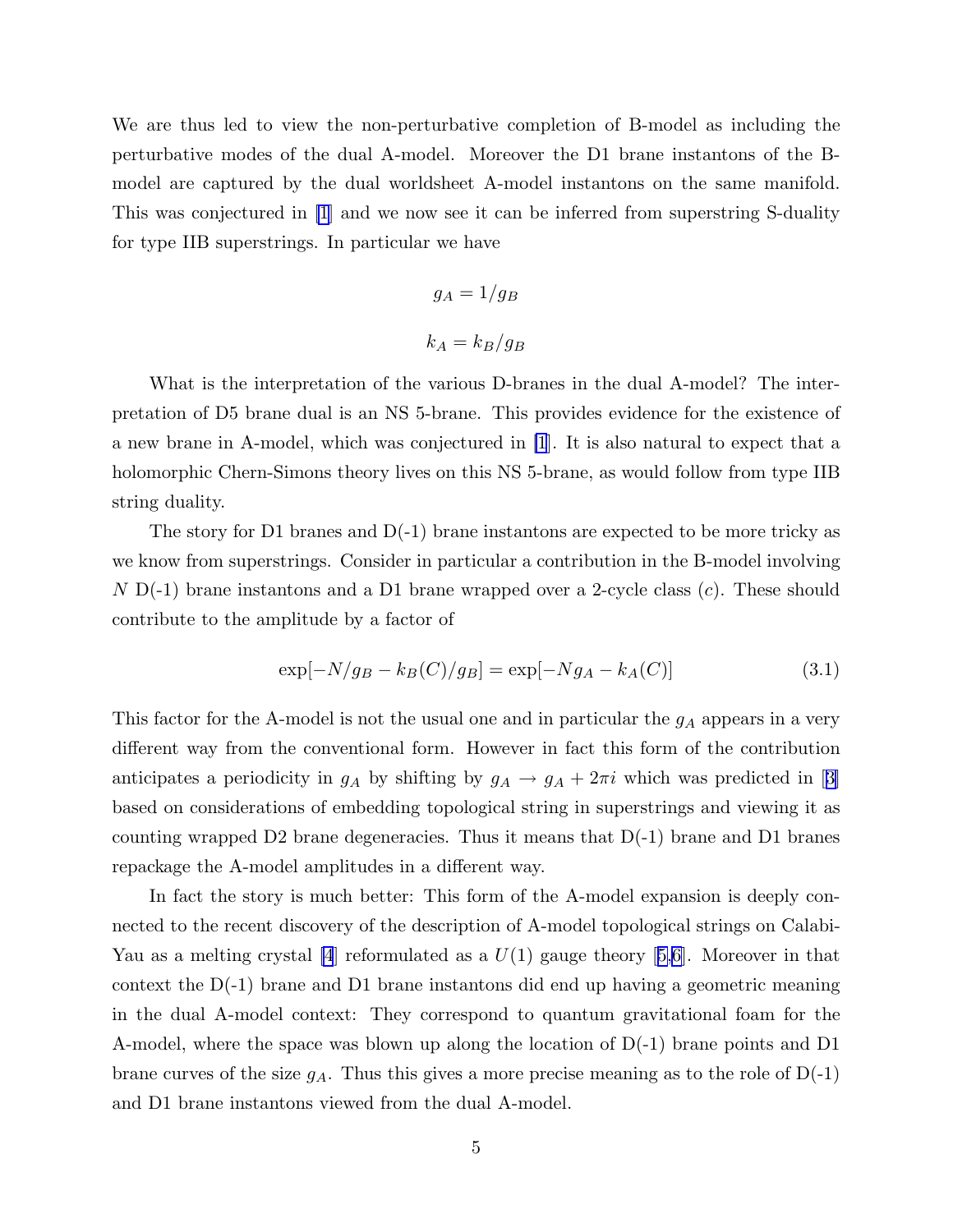We are thus led to view the non-perturbative completion of B-model as including the perturbative modes of the dual A-model. Moreover the D1 brane instantons of the B-model are captured by the dual worldsheet A-model instantons on the same manifold. This was conjectured in [1] and we now see it can be inferred from superstring S-duality for type IIB superstrings. In particular we have

$$g_A = 1/g_B$$

$$k_A = k_B/g_B$$

What is the interpretation of the various D-branes in the dual A-model? The interpretation of D5 brane dual is an NS 5-brane. This provides evidence for the existence of a new brane in A-model, which was conjectured in [1]. It is also natural to expect that a holomorphic Chern-Simons theory lives on this NS 5-brane, as would follow from type IIB string duality.

The story for D1 branes and D(-1) brane instantons are expected to be more tricky as we know from superstrings. Consider in particular a contribution in the B-model involving $N$ D(-1) brane instantons and a D1 brane wrapped over a 2-cycle class $(c)$. These should contribute to the amplitude by a factor of

$$\exp[-N/g_B - k_B(C)/g_B] = \exp[-Ng_A - k_A(C)] \tag{3.1}$$

This factor for the A-model is not the usual one and in particular the $g_A$ appears in a very different way from the conventional form. However in fact this form of the contribution anticipates a periodicity in $g_A$ by shifting by $g_A \to g_A + 2\pi i$ which was predicted in [3] based on considerations of embedding topological string in superstrings and viewing it as counting wrapped D2 brane degeneracies. Thus it means that D(-1) brane and D1 branes repackage the A-model amplitudes in a different way.

In fact the story is much better: This form of the A-model expansion is deeply connected to the recent discovery of the description of A-model topological strings on Calabi-Yau as a melting crystal [4] reformulated as a $U(1)$ gauge theory [5,6]. Moreover in that context the D(-1) brane and D1 brane instantons did end up having a geometric meaning in the dual A-model context: They correspond to quantum gravitational foam for the A-model, where the space was blown up along the location of D(-1) brane points and D1 brane curves of the size $g_A$. Thus this gives a more precise meaning as to the role of D(-1) and D1 brane instantons viewed from the dual A-model.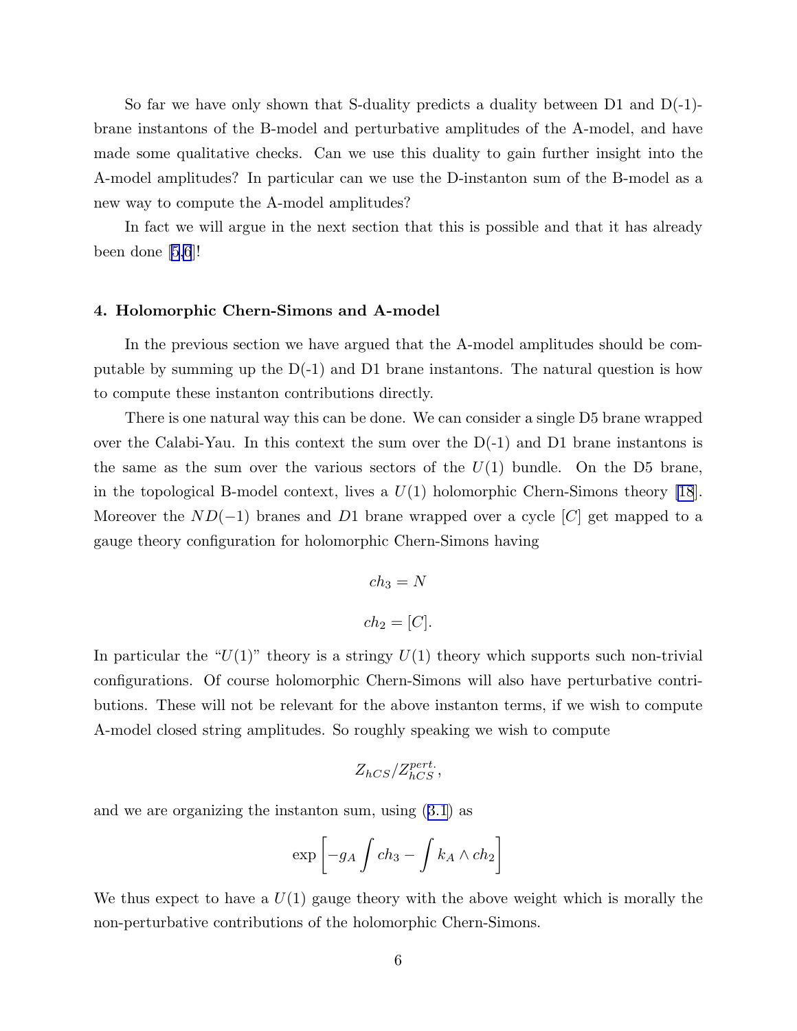So far we have only shown that S-duality predicts a duality between D1 and D(-1)-brane instantons of the B-model and perturbative amplitudes of the A-model, and have made some qualitative checks. Can we use this duality to gain further insight into the A-model amplitudes? In particular can we use the D-instanton sum of the B-model as a new way to compute the A-model amplitudes?

In fact we will argue in the next section that this is possible and that it has already been done [5,6]!

## 4. Holomorphic Chern-Simons and A-model

In the previous section we have argued that the A-model amplitudes should be computable by summing up the D(-1) and D1 brane instantons. The natural question is how to compute these instanton contributions directly.

There is one natural way this can be done. We can consider a single D5 brane wrapped over the Calabi-Yau. In this context the sum over the D(-1) and D1 brane instantons is the same as the sum over the various sectors of the $U(1)$ bundle. On the D5 brane, in the topological B-model context, lives a $U(1)$ holomorphic Chern-Simons theory [18]. Moreover the $ND(-1)$ branes and $D1$ brane wrapped over a cycle $[C]$ get mapped to a gauge theory configuration for holomorphic Chern-Simons having

$$ch_3 = N$$

$$ch_2 = [C].$$

In particular the "$U(1)$" theory is a stringy $U(1)$ theory which supports such non-trivial configurations. Of course holomorphic Chern-Simons will also have perturbative contributions. These will not be relevant for the above instanton terms, if we wish to compute A-model closed string amplitudes. So roughly speaking we wish to compute

$$Z_{hCS}/Z_{hCS}^{pert.},$$

and we are organizing the instanton sum, using (3.1) as

$$\exp\left[-g_A \int ch_3 - \int k_A \wedge ch_2\right]$$

We thus expect to have a $U(1)$ gauge theory with the above weight which is morally the non-perturbative contributions of the holomorphic Chern-Simons.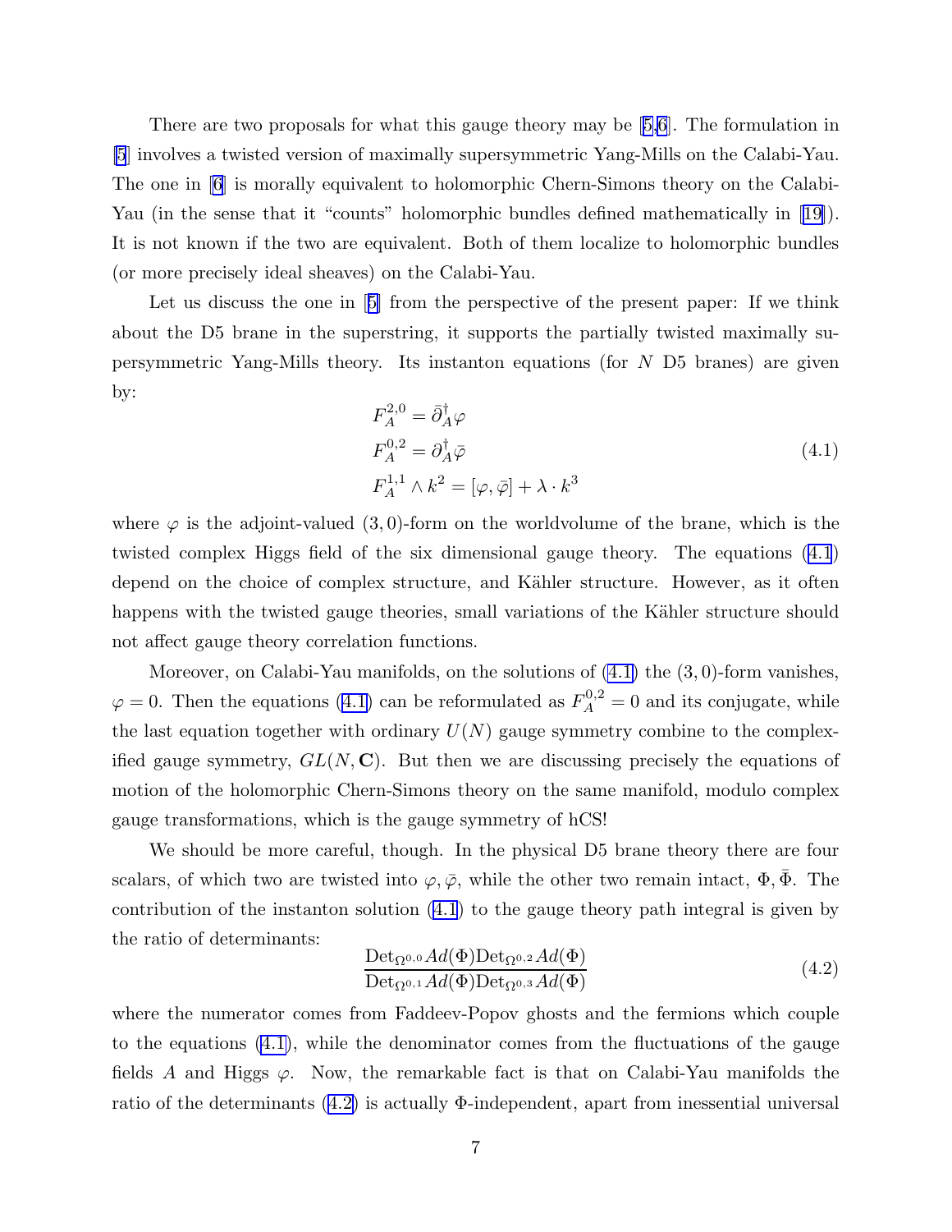There are two proposals for what this gauge theory may be [5,6]. The formulation in [5] involves a twisted version of maximally supersymmetric Yang-Mills on the Calabi-Yau. The one in [6] is morally equivalent to holomorphic Chern-Simons theory on the Calabi-Yau (in the sense that it "counts" holomorphic bundles defined mathematically in [19]). It is not known if the two are equivalent. Both of them localize to holomorphic bundles (or more precisely ideal sheaves) on the Calabi-Yau.

Let us discuss the one in [5] from the perspective of the present paper: If we think about the D5 brane in the superstring, it supports the partially twisted maximally supersymmetric Yang-Mills theory. Its instanton equations (for $N$ D5 branes) are given by:

$$
\begin{aligned}
F_A^{2,0} &= \bar{\partial}_A^{\dagger}\varphi \\
F_A^{0,2} &= \partial_A^{\dagger}\bar{\varphi} \\
F_A^{1,1}\wedge k^2 &= [\varphi,\bar{\varphi}] + \lambda\cdot k^3
\end{aligned}
\tag{4.1}
$$

where $\varphi$ is the adjoint-valued $(3,0)$-form on the worldvolume of the brane, which is the twisted complex Higgs field of the six dimensional gauge theory. The equations (4.1) depend on the choice of complex structure, and Kähler structure. However, as it often happens with the twisted gauge theories, small variations of the Kähler structure should not affect gauge theory correlation functions.

Moreover, on Calabi-Yau manifolds, on the solutions of (4.1) the $(3,0)$-form vanishes, $\varphi = 0$. Then the equations (4.1) can be reformulated as $F_A^{0,2} = 0$ and its conjugate, while the last equation together with ordinary $U(N)$ gauge symmetry combine to the complexified gauge symmetry, $GL(N,\mathbf{C})$. But then we are discussing precisely the equations of motion of the holomorphic Chern-Simons theory on the same manifold, modulo complex gauge transformations, which is the gauge symmetry of hCS!

We should be more careful, though. In the physical D5 brane theory there are four scalars, of which two are twisted into $\varphi, \bar{\varphi}$, while the other two remain intact, $\Phi, \bar{\Phi}$. The contribution of the instanton solution (4.1) to the gauge theory path integral is given by the ratio of determinants:

$$
\frac{\mathrm{Det}_{\Omega^{0,0}} Ad(\Phi)\,\mathrm{Det}_{\Omega^{0,2}} Ad(\Phi)}{\mathrm{Det}_{\Omega^{0,1}} Ad(\Phi)\,\mathrm{Det}_{\Omega^{0,3}} Ad(\Phi)}
\tag{4.2}
$$

where the numerator comes from Faddeev-Popov ghosts and the fermions which couple to the equations (4.1), while the denominator comes from the fluctuations of the gauge fields $A$ and Higgs $\varphi$. Now, the remarkable fact is that on Calabi-Yau manifolds the ratio of the determinants (4.2) is actually $\Phi$-independent, apart from inessential universal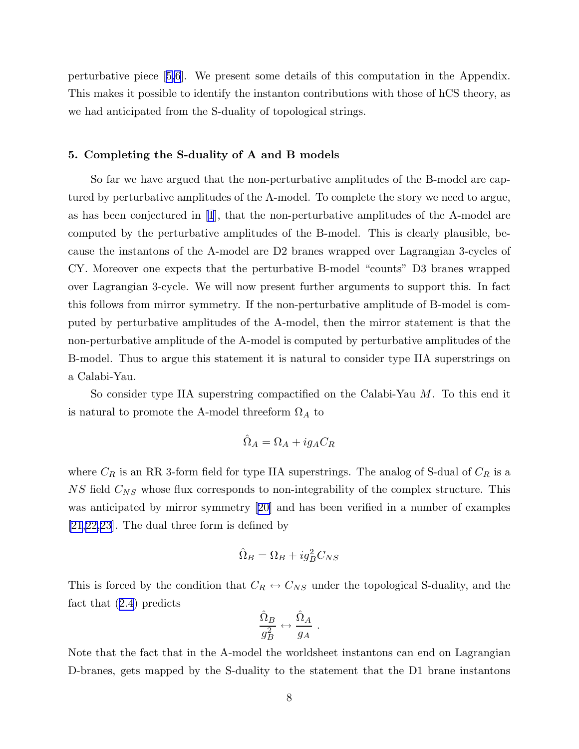perturbative piece [5,6]. We present some details of this computation in the Appendix. This makes it possible to identify the instanton contributions with those of hCS theory, as we had anticipated from the S-duality of topological strings.

## 5. Completing the S-duality of A and B models

So far we have argued that the non-perturbative amplitudes of the B-model are captured by perturbative amplitudes of the A-model. To complete the story we need to argue, as has been conjectured in [1], that the non-perturbative amplitudes of the A-model are computed by the perturbative amplitudes of the B-model. This is clearly plausible, because the instantons of the A-model are D2 branes wrapped over Lagrangian 3-cycles of CY. Moreover one expects that the perturbative B-model "counts" D3 branes wrapped over Lagrangian 3-cycle. We will now present further arguments to support this. In fact this follows from mirror symmetry. If the non-perturbative amplitude of B-model is computed by perturbative amplitudes of the A-model, then the mirror statement is that the non-perturbative amplitude of the A-model is computed by perturbative amplitudes of the B-model. Thus to argue this statement it is natural to consider type IIA superstrings on a Calabi-Yau.

So consider type IIA superstring compactified on the Calabi-Yau $M$. To this end it is natural to promote the A-model threeform $\Omega_A$ to

$$\hat{\Omega}_A = \Omega_A + i g_A C_R$$

where $C_R$ is an RR 3-form field for type IIA superstrings. The analog of S-dual of $C_R$ is a $NS$ field $C_{NS}$ whose flux corresponds to non-integrability of the complex structure. This was anticipated by mirror symmetry [20] and has been verified in a number of examples [21,22,23]. The dual three form is defined by

$$\hat{\Omega}_B = \Omega_B + i g_B^2 C_{NS}$$

This is forced by the condition that $C_R \leftrightarrow C_{NS}$ under the topological S-duality, and the fact that (2.4) predicts

$$\frac{\hat{\Omega}_B}{g_B^2} \leftrightarrow \frac{\hat{\Omega}_A}{g_A} .$$

Note that the fact that in the A-model the worldsheet instantons can end on Lagrangian D-branes, gets mapped by the S-duality to the statement that the D1 brane instantons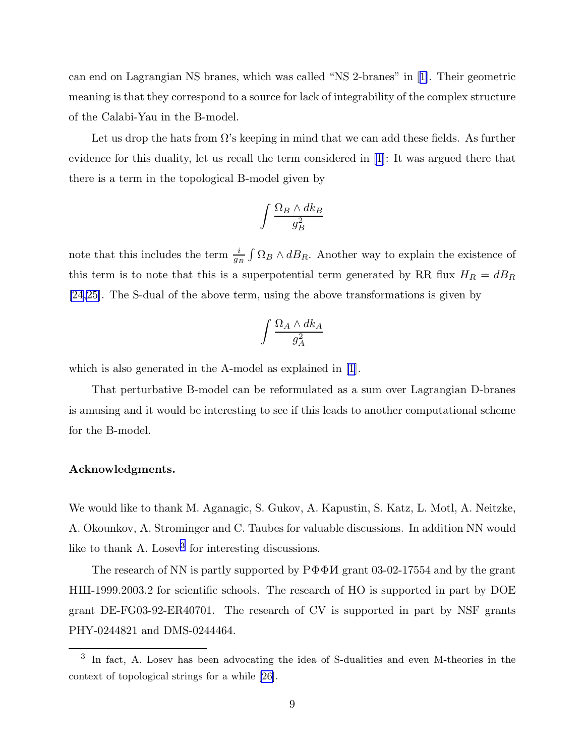can end on Lagrangian NS branes, which was called "NS 2-branes" in [1]. Their geometric meaning is that they correspond to a source for lack of integrability of the complex structure of the Calabi-Yau in the B-model.

Let us drop the hats from $\Omega$'s keeping in mind that we can add these fields. As further evidence for this duality, let us recall the term considered in [1]: It was argued there that there is a term in the topological B-model given by

$$\int \frac{\Omega_B \wedge dk_B}{g_B^2}$$

note that this includes the term $\frac{i}{g_B}\int \Omega_B \wedge dB_R$. Another way to explain the existence of this term is to note that this is a superpotential term generated by RR flux $H_R = dB_R$ [24,25]. The S-dual of the above term, using the above transformations is given by

$$\int \frac{\Omega_A \wedge dk_A}{g_A^2}$$

which is also generated in the A-model as explained in [1].

That perturbative B-model can be reformulated as a sum over Lagrangian D-branes is amusing and it would be interesting to see if this leads to another computational scheme for the B-model.

**Acknowledgments.**

We would like to thank M. Aganagic, S. Gukov, A. Kapustin, S. Katz, L. Motl, A. Neitzke, A. Okounkov, A. Strominger and C. Taubes for valuable discussions. In addition NN would like to thank A. Losev[3] for interesting discussions.

The research of NN is partly supported by РФФИ grant 03-02-17554 and by the grant НШ-1999.2003.2 for scientific schools. The research of HO is supported in part by DOE grant DE-FG03-92-ER40701. The research of CV is supported in part by NSF grants PHY-0244821 and DMS-0244464.

---

[3] In fact, A. Losev has been advocating the idea of S-dualities and even M-theories in the context of topological strings for a while [26].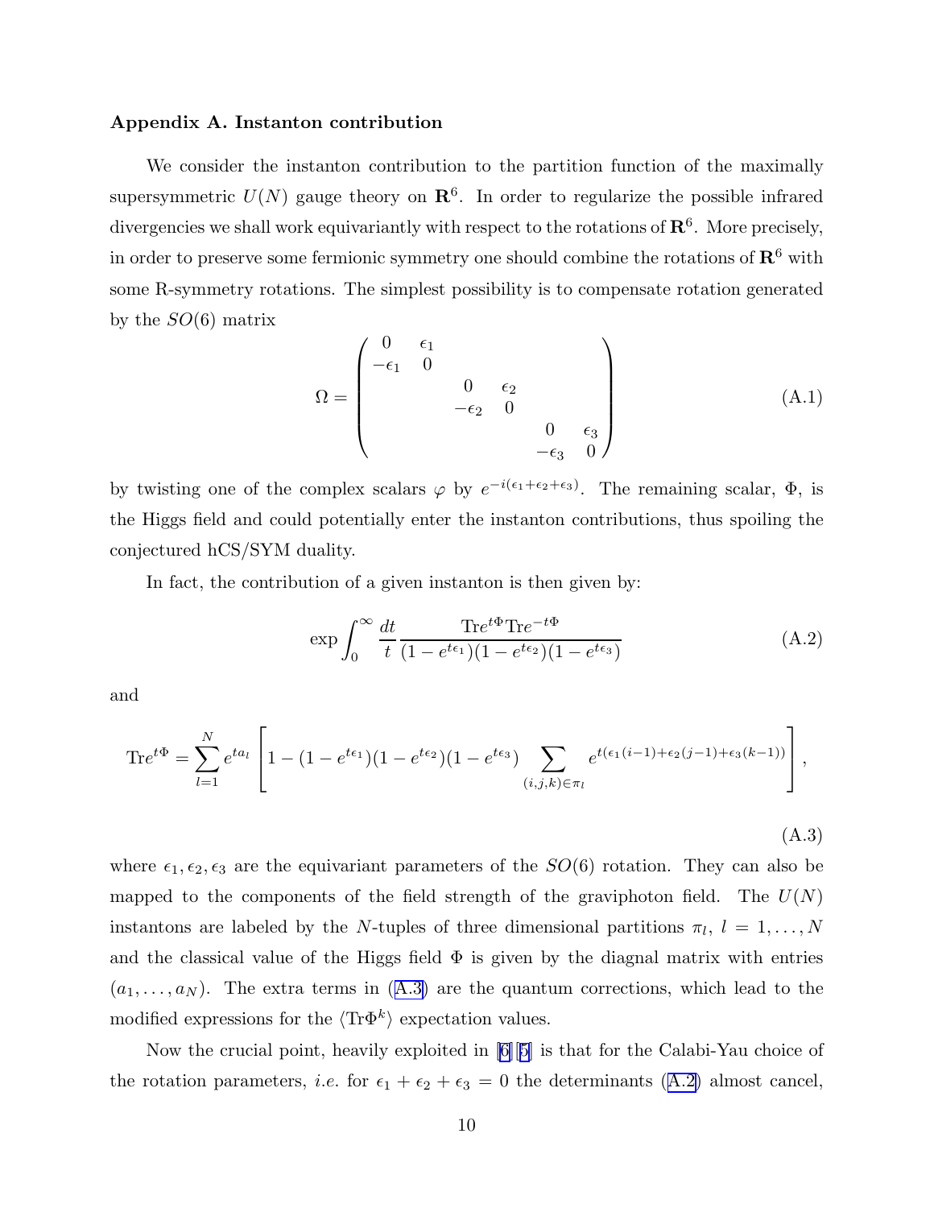**Appendix A. Instanton contribution**

We consider the instanton contribution to the partition function of the maximally supersymmetric $U(N)$ gauge theory on $\mathbf{R}^6$. In order to regularize the possible infrared divergencies we shall work equivariantly with respect to the rotations of $\mathbf{R}^6$. More precisely, in order to preserve some fermionic symmetry one should combine the rotations of $\mathbf{R}^6$ with some R-symmetry rotations. The simplest possibility is to compensate rotation generated by the $SO(6)$ matrix

$$\Omega = \begin{pmatrix} 0 & \epsilon_1 & & & & \\ -\epsilon_1 & 0 & & & & \\ & & 0 & \epsilon_2 & & \\ & & -\epsilon_2 & 0 & & \\ & & & & 0 & \epsilon_3 \\ & & & & -\epsilon_3 & 0 \end{pmatrix} \tag{A.1}$$

by twisting one of the complex scalars $\varphi$ by $e^{-i(\epsilon_1+\epsilon_2+\epsilon_3)}$. The remaining scalar, $\Phi$, is the Higgs field and could potentially enter the instanton contributions, thus spoiling the conjectured hCS/SYM duality.

In fact, the contribution of a given instanton is then given by:

$$\exp \int_0^\infty \frac{dt}{t} \frac{\mathrm{Tr}e^{t\Phi}\mathrm{Tr}e^{-t\Phi}}{(1-e^{t\epsilon_1})(1-e^{t\epsilon_2})(1-e^{t\epsilon_3})} \tag{A.2}$$

and

$$\mathrm{Tr}e^{t\Phi} = \sum_{l=1}^{N} e^{ta_l}\left[1-(1-e^{t\epsilon_1})(1-e^{t\epsilon_2})(1-e^{t\epsilon_3})\sum_{(i,j,k)\in\pi_l} e^{t(\epsilon_1(i-1)+\epsilon_2(j-1)+\epsilon_3(k-1))}\right], \tag{A.3}$$

where $\epsilon_1, \epsilon_2, \epsilon_3$ are the equivariant parameters of the $SO(6)$ rotation. They can also be mapped to the components of the field strength of the graviphoton field. The $U(N)$ instantons are labeled by the $N$-tuples of three dimensional partitions $\pi_l$, $l = 1, \ldots, N$ and the classical value of the Higgs field $\Phi$ is given by the diagnal matrix with entries $(a_1, \ldots, a_N)$. The extra terms in (A.3) are the quantum corrections, which lead to the modified expressions for the $\langle \mathrm{Tr}\Phi^k \rangle$ expectation values.

Now the crucial point, heavily exploited in [6][5] is that for the Calabi-Yau choice of the rotation parameters, *i.e.* for $\epsilon_1 + \epsilon_2 + \epsilon_3 = 0$ the determinants (A.2) almost cancel,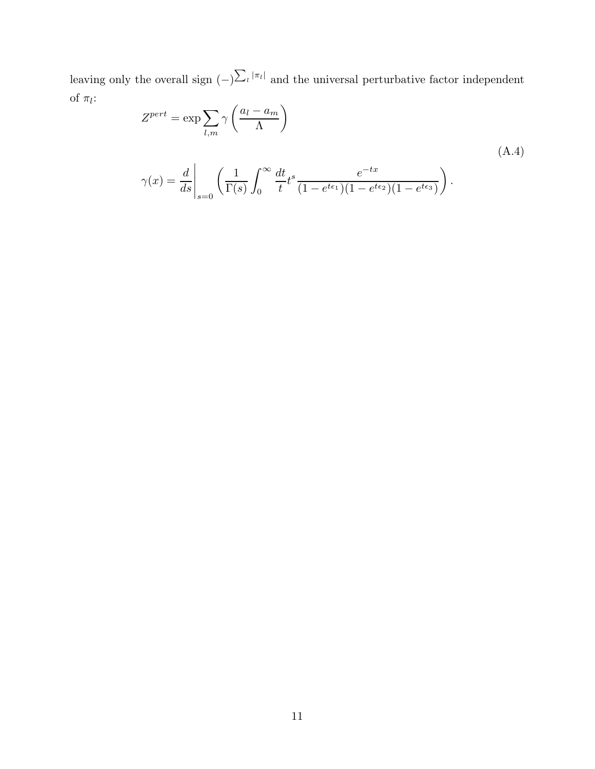leaving only the overall sign $(-)^{\sum_l |\pi_l|}$ and the universal perturbative factor independent of $\pi_l$:

$$
Z^{pert} = \exp \sum_{l,m} \gamma \left( \frac{a_l - a_m}{\Lambda} \right)
$$

$$
\gamma(x) = \frac{d}{ds}\bigg|_{s=0} \left( \frac{1}{\Gamma(s)} \int_0^\infty \frac{dt}{t} t^s \frac{e^{-tx}}{(1 - e^{t\epsilon_1})(1 - e^{t\epsilon_2})(1 - e^{t\epsilon_3})} \right). \tag{A.4}
$$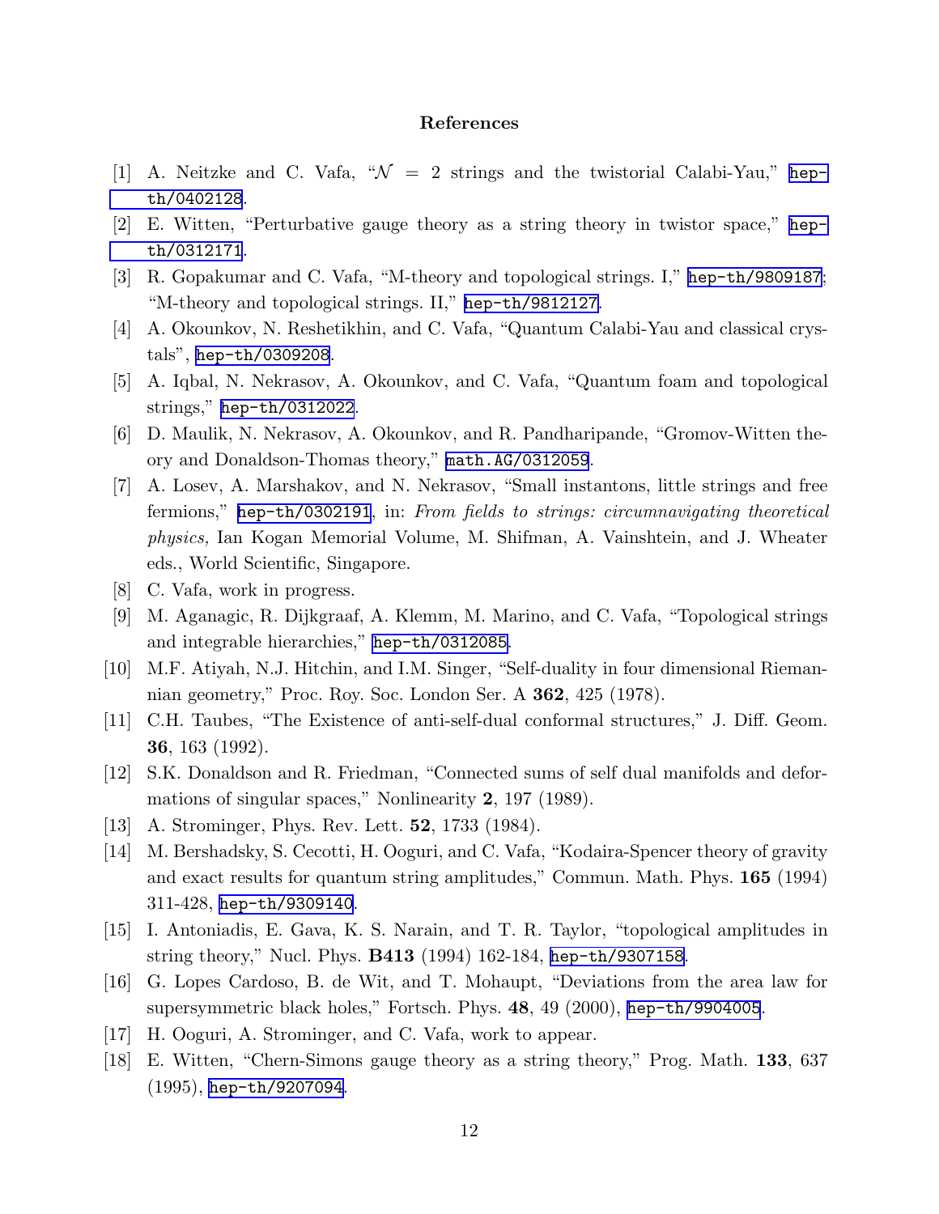## References

[1] A. Neitzke and C. Vafa, "$\mathcal{N} = 2$ strings and the twistorial Calabi-Yau," hep-th/0402128.

[2] E. Witten, "Perturbative gauge theory as a string theory in twistor space," hep-th/0312171.

[3] R. Gopakumar and C. Vafa, "M-theory and topological strings. I," hep-th/9809187; "M-theory and topological strings. II," hep-th/9812127.

[4] A. Okounkov, N. Reshetikhin, and C. Vafa, "Quantum Calabi-Yau and classical crystals", hep-th/0309208.

[5] A. Iqbal, N. Nekrasov, A. Okounkov, and C. Vafa, "Quantum foam and topological strings," hep-th/0312022.

[6] D. Maulik, N. Nekrasov, A. Okounkov, and R. Pandharipande, "Gromov-Witten theory and Donaldson-Thomas theory," math.AG/0312059.

[7] A. Losev, A. Marshakov, and N. Nekrasov, "Small instantons, little strings and free fermions," hep-th/0302191, in: *From fields to strings: circumnavigating theoretical physics,* Ian Kogan Memorial Volume, M. Shifman, A. Vainshtein, and J. Wheater eds., World Scientific, Singapore.

[8] C. Vafa, work in progress.

[9] M. Aganagic, R. Dijkgraaf, A. Klemm, M. Marino, and C. Vafa, "Topological strings and integrable hierarchies," hep-th/0312085.

[10] M.F. Atiyah, N.J. Hitchin, and I.M. Singer, "Self-duality in four dimensional Riemannian geometry," Proc. Roy. Soc. London Ser. A **362**, 425 (1978).

[11] C.H. Taubes, "The Existence of anti-self-dual conformal structures," J. Diff. Geom. **36**, 163 (1992).

[12] S.K. Donaldson and R. Friedman, "Connected sums of self dual manifolds and deformations of singular spaces," Nonlinearity **2**, 197 (1989).

[13] A. Strominger, Phys. Rev. Lett. **52**, 1733 (1984).

[14] M. Bershadsky, S. Cecotti, H. Ooguri, and C. Vafa, "Kodaira-Spencer theory of gravity and exact results for quantum string amplitudes," Commun. Math. Phys. **165** (1994) 311-428, hep-th/9309140.

[15] I. Antoniadis, E. Gava, K. S. Narain, and T. R. Taylor, "topological amplitudes in string theory," Nucl. Phys. **B413** (1994) 162-184, hep-th/9307158.

[16] G. Lopes Cardoso, B. de Wit, and T. Mohaupt, "Deviations from the area law for supersymmetric black holes," Fortsch. Phys. **48**, 49 (2000), hep-th/9904005.

[17] H. Ooguri, A. Strominger, and C. Vafa, work to appear.

[18] E. Witten, "Chern-Simons gauge theory as a string theory," Prog. Math. **133**, 637 (1995), hep-th/9207094.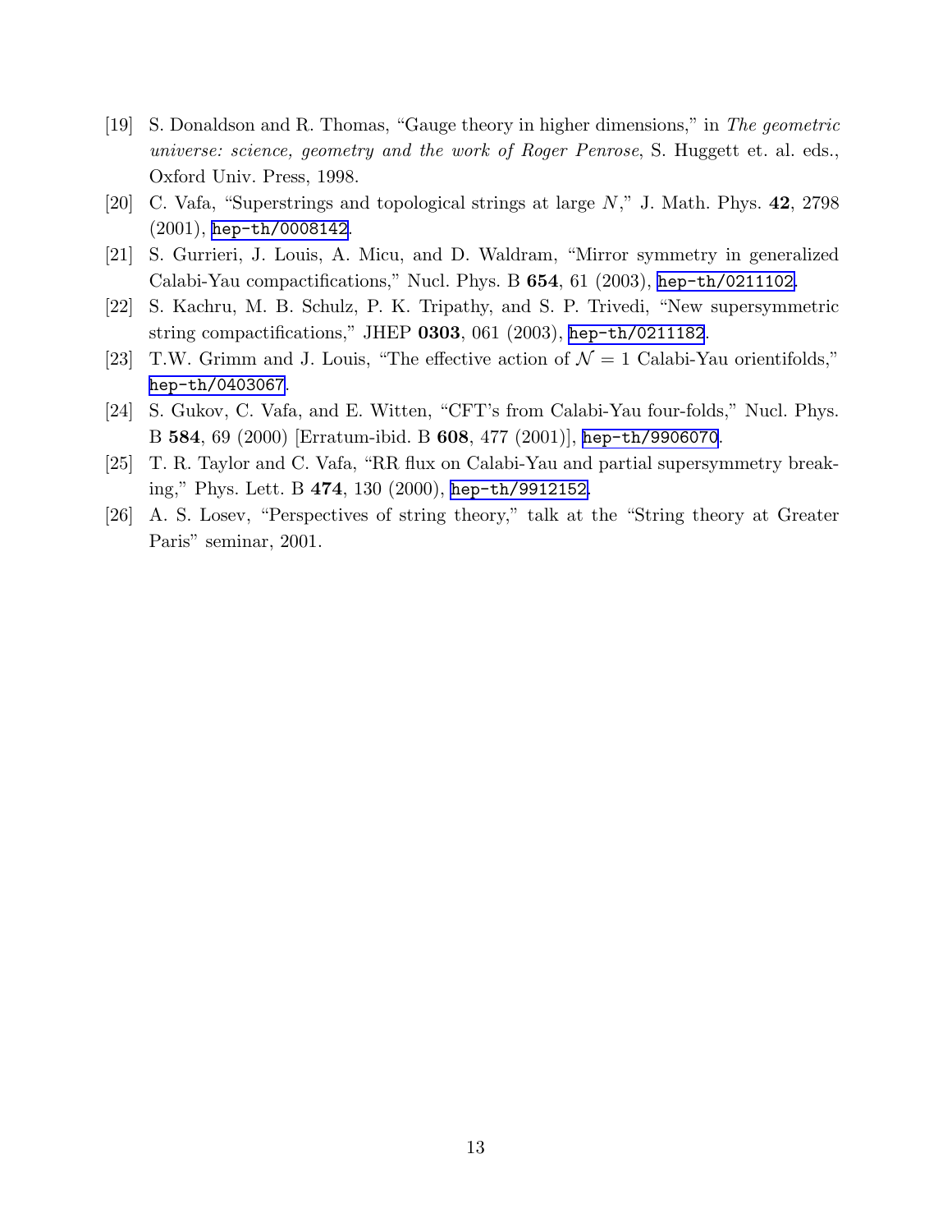[19] S. Donaldson and R. Thomas, "Gauge theory in higher dimensions," in *The geometric universe: science, geometry and the work of Roger Penrose*, S. Huggett et. al. eds., Oxford Univ. Press, 1998.

[20] C. Vafa, "Superstrings and topological strings at large $N$," J. Math. Phys. **42**, 2798 (2001), hep-th/0008142.

[21] S. Gurrieri, J. Louis, A. Micu, and D. Waldram, "Mirror symmetry in generalized Calabi-Yau compactifications," Nucl. Phys. B **654**, 61 (2003), hep-th/0211102.

[22] S. Kachru, M. B. Schulz, P. K. Tripathy, and S. P. Trivedi, "New supersymmetric string compactifications," JHEP **0303**, 061 (2003), hep-th/0211182.

[23] T.W. Grimm and J. Louis, "The effective action of $\mathcal{N} = 1$ Calabi-Yau orientifolds," hep-th/0403067.

[24] S. Gukov, C. Vafa, and E. Witten, "CFT's from Calabi-Yau four-folds," Nucl. Phys. B **584**, 69 (2000) [Erratum-ibid. B **608**, 477 (2001)], hep-th/9906070.

[25] T. R. Taylor and C. Vafa, "RR flux on Calabi-Yau and partial supersymmetry breaking," Phys. Lett. B **474**, 130 (2000), hep-th/9912152.

[26] A. S. Losev, "Perspectives of string theory," talk at the "String theory at Greater Paris" seminar, 2001.